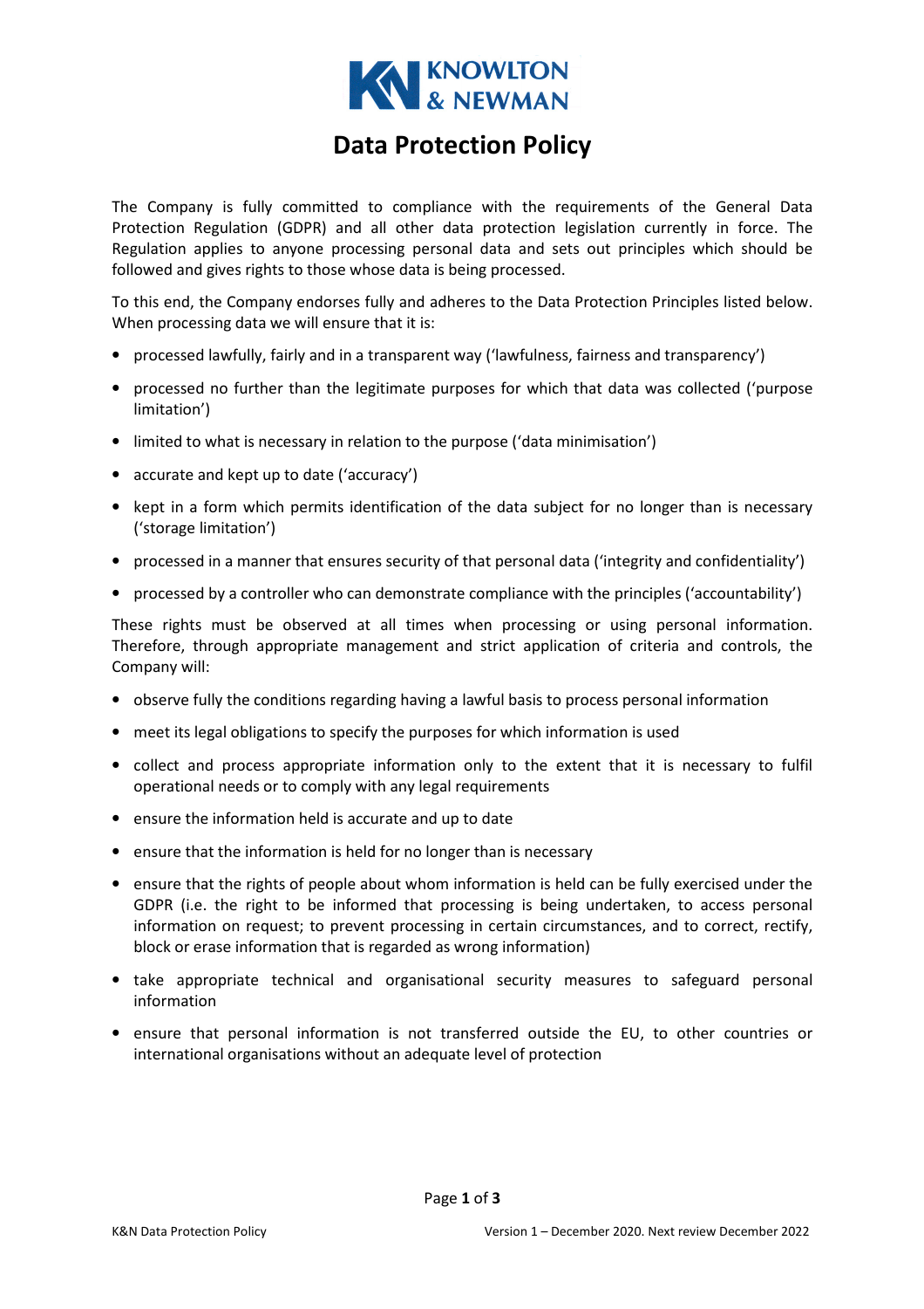KNOWLTON & NEWMAN

# Data Protection Policy

The Company is fully committed to compliance with the requirements of the General Data Protection Regulation (GDPR) and all other data protection legislation currently in force. The Regulation applies to anyone processing personal data and sets out principles which should be followed and gives rights to those whose data is being processed.

To this end, the Company endorses fully and adheres to the Data Protection Principles listed below. When processing data we will ensure that it is:

- processed lawfully, fairly and in a transparent way ('lawfulness, fairness and transparency')
- processed no further than the legitimate purposes for which that data was collected ('purpose limitation')
- limited to what is necessary in relation to the purpose ('data minimisation')
- accurate and kept up to date ('accuracy')
- kept in a form which permits identification of the data subject for no longer than is necessary ('storage limitation')
- processed in a manner that ensures security of that personal data ('integrity and confidentiality')
- processed by a controller who can demonstrate compliance with the principles ('accountability')

These rights must be observed at all times when processing or using personal information. Therefore, through appropriate management and strict application of criteria and controls, the Company will:

- observe fully the conditions regarding having a lawful basis to process personal information
- meet its legal obligations to specify the purposes for which information is used
- collect and process appropriate information only to the extent that it is necessary to fulfil operational needs or to comply with any legal requirements
- ensure the information held is accurate and up to date
- ensure that the information is held for no longer than is necessary
- ensure that the rights of people about whom information is held can be fully exercised under the GDPR (i.e. the right to be informed that processing is being undertaken, to access personal information on request; to prevent processing in certain circumstances, and to correct, rectify, block or erase information that is regarded as wrong information)
- take appropriate technical and organisational security measures to safeguard personal information
- ensure that personal information is not transferred outside the EU, to other countries or international organisations without an adequate level of protection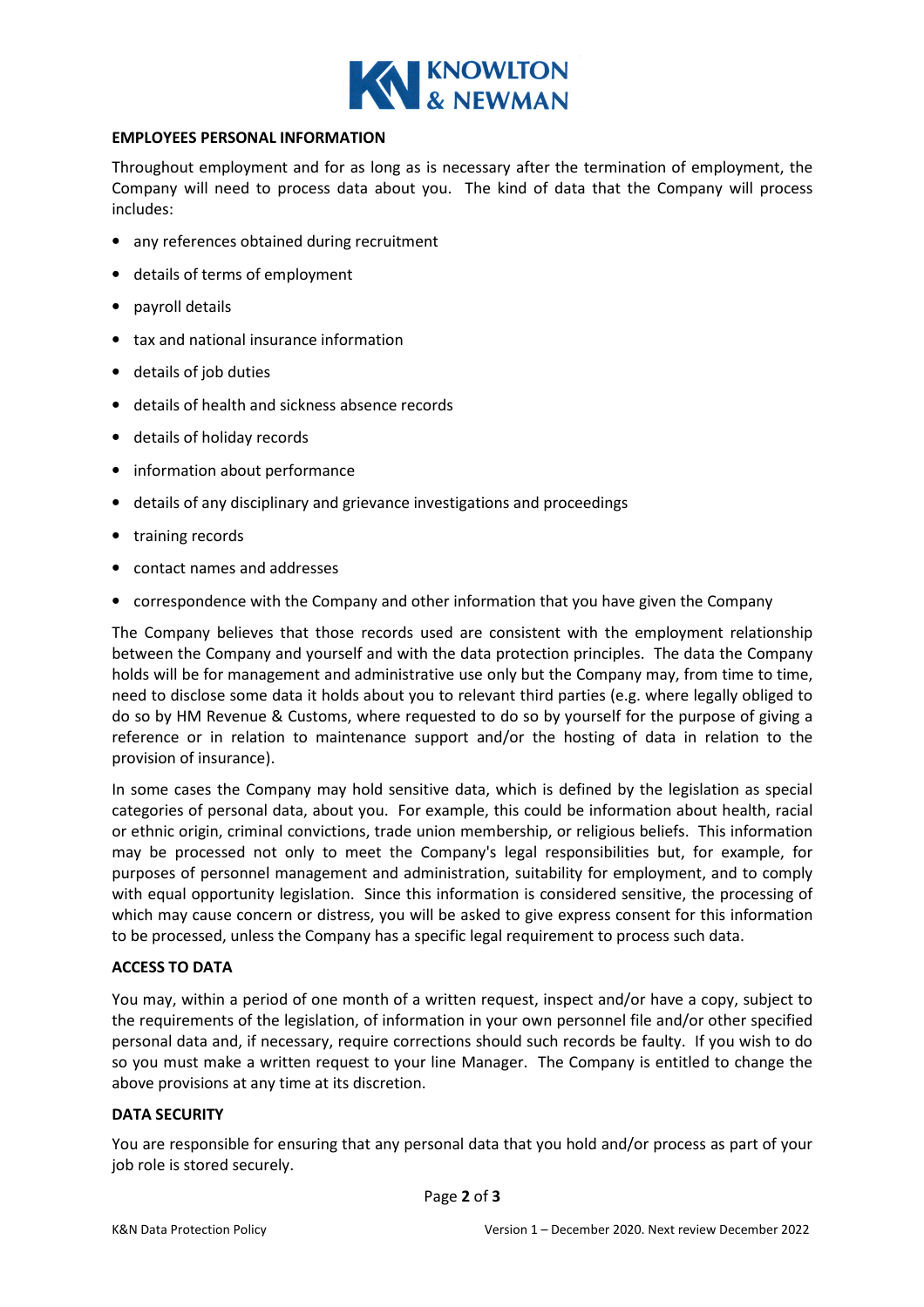## EMPLOYEES PERSONAL INFORMATION

Throughout employment and for as long as is necessary after the termination of employment, the Company will need to process data about you. The kind of data that the Company will process includes:

- any references obtained during recruitment
- details of terms of employment
- payroll details
- tax and national insurance information
- details of job duties
- details of health and sickness absence records
- details of holiday records
- information about performance
- details of any disciplinary and grievance investigations and proceedings
- training records
- contact names and addresses
- correspondence with the Company and other information that you have given the Company

The Company believes that those records used are consistent with the employment relationship between the Company and yourself and with the data protection principles. The data the Company holds will be for management and administrative use only but the Company may, from time to time, need to disclose some data it holds about you to relevant third parties (e.g. where legally obliged to do so by HM Revenue & Customs, where requested to do so by yourself for the purpose of giving a reference or in relation to maintenance support and/or the hosting of data in relation to the provision of insurance).

In some cases the Company may hold sensitive data, which is defined by the legislation as special categories of personal data, about you. For example, this could be information about health, racial or ethnic origin, criminal convictions, trade union membership, or religious beliefs. This information may be processed not only to meet the Company's legal responsibilities but, for example, for purposes of personnel management and administration, suitability for employment, and to comply with equal opportunity legislation. Since this information is considered sensitive, the processing of which may cause concern or distress, you will be asked to give express consent for this information to be processed, unless the Company has a specific legal requirement to process such data.

## ACCESS TO DATA

You may, within a period of one month of a written request, inspect and/or have a copy, subject to the requirements of the legislation, of information in your own personnel file and/or other specified personal data and, if necessary, require corrections should such records be faulty. If you wish to do so you must make a written request to your line Manager. The Company is entitled to change the above provisions at any time at its discretion.

## DATA SECURITY

You are responsible for ensuring that any personal data that you hold and/or process as part of your job role is stored securely.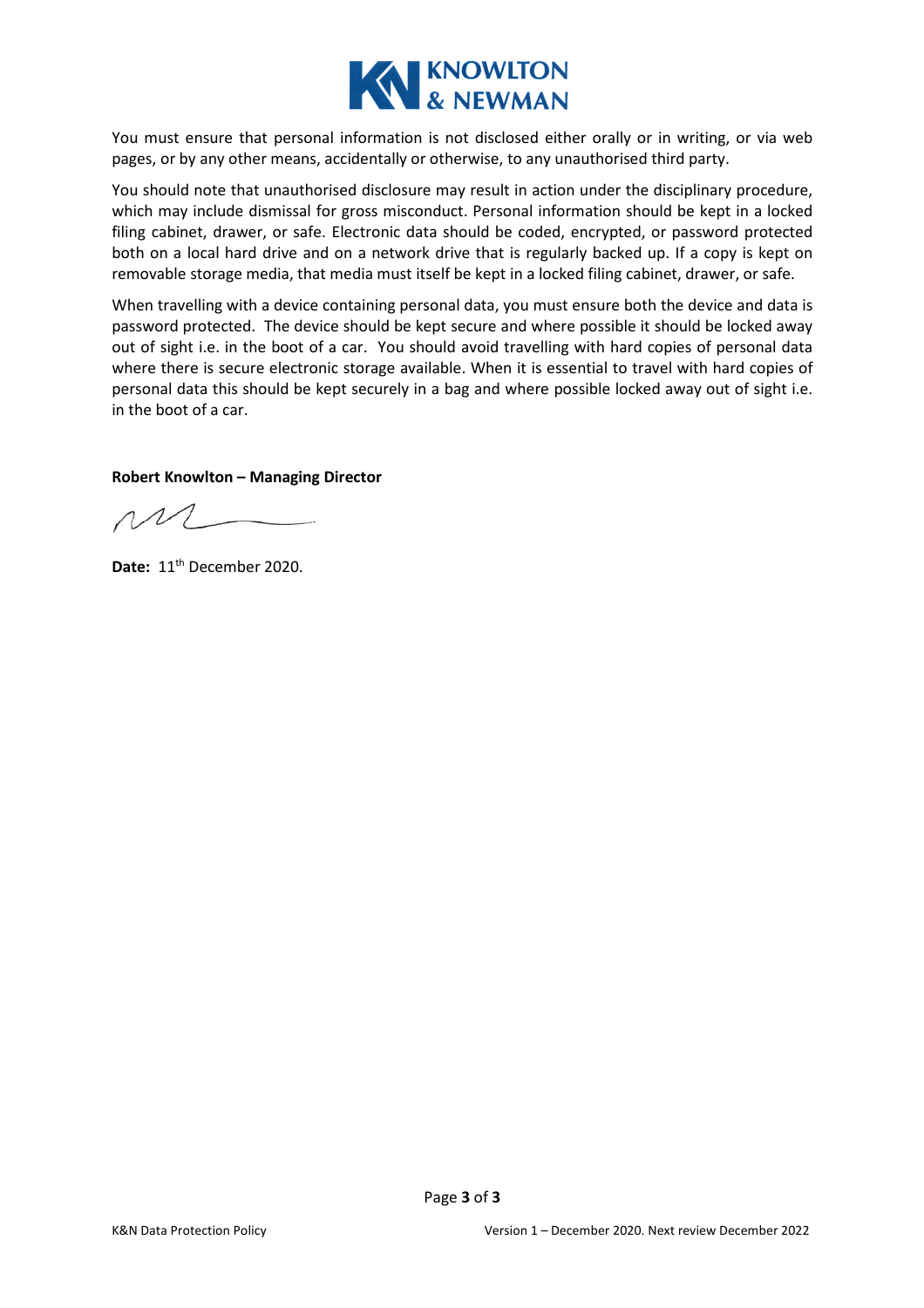You must ensure that personal information is not disclosed either orally or in writing, or via web pages, or by any other means, accidentally or otherwise, to any unauthorised third party.

You should note that unauthorised disclosure may result in action under the disciplinary procedure, which may include dismissal for gross misconduct. Personal information should be kept in a locked filing cabinet, drawer, or safe. Electronic data should be coded, encrypted, or password protected both on a local hard drive and on a network drive that is regularly backed up. If a copy is kept on removable storage media, that media must itself be kept in a locked filing cabinet, drawer, or safe.

When travelling with a device containing personal data, you must ensure both the device and data is password protected. The device should be kept secure and where possible it should be locked away out of sight i.e. in the boot of a car. You should avoid travelling with hard copies of personal data where there is secure electronic storage available. When it is essential to travel with hard copies of personal data this should be kept securely in a bag and where possible locked away out of sight i.e. in the boot of a car.

**Robert Knowlton – Managing Director**

**Date:** 11th December 2020.